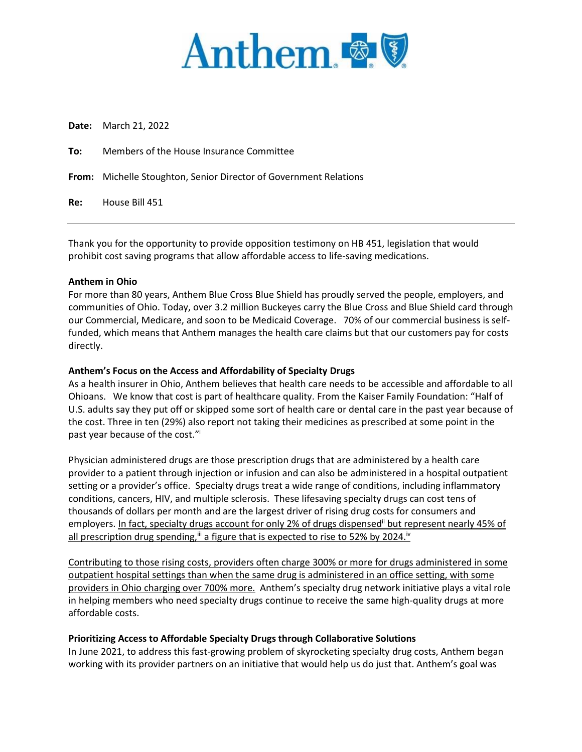Anthem.

**Date:** March 21, 2022

**To:** Members of the House Insurance Committee

**From:** Michelle Stoughton, Senior Director of Government Relations

**Re:** House Bill 451

---

Thank you for the opportunity to provide opposition testimony on HB 451, legislation that would prohibit cost saving programs that allow affordable access to life-saving medications.

**Anthem in Ohio**

For more than 80 years, Anthem Blue Cross Blue Shield has proudly served the people, employers, and communities of Ohio. Today, over 3.2 million Buckeyes carry the Blue Cross and Blue Shield card through our Commercial, Medicare, and soon to be Medicaid Coverage. 70% of our commercial business is self-funded, which means that Anthem manages the health care claims but that our customers pay for costs directly.

**Anthem's Focus on the Access and Affordability of Specialty Drugs**

As a health insurer in Ohio, Anthem believes that health care needs to be accessible and affordable to all Ohioans. We know that cost is part of healthcare quality. From the Kaiser Family Foundation: "Half of U.S. adults say they put off or skipped some sort of health care or dental care in the past year because of the cost. Three in ten (29%) also report not taking their medicines as prescribed at some point in the past year because of the cost."[i]

Physician administered drugs are those prescription drugs that are administered by a health care provider to a patient through injection or infusion and can also be administered in a hospital outpatient setting or a provider's office. Specialty drugs treat a wide range of conditions, including inflammatory conditions, cancers, HIV, and multiple sclerosis. These lifesaving specialty drugs can cost tens of thousands of dollars per month and are the largest driver of rising drug costs for consumers and employers. <u>In fact, specialty drugs account for only 2% of drugs dispensed[ii] but represent nearly 45% of all prescription drug spending,[iii] a figure that is expected to rise to 52% by 2024.[iv]</u>

<u>Contributing to those rising costs, providers often charge 300% or more for drugs administered in some outpatient hospital settings than when the same drug is administered in an office setting, with some providers in Ohio charging over 700% more.</u> Anthem's specialty drug network initiative plays a vital role in helping members who need specialty drugs continue to receive the same high-quality drugs at more affordable costs.

**Prioritizing Access to Affordable Specialty Drugs through Collaborative Solutions**

In June 2021, to address this fast-growing problem of skyrocketing specialty drug costs, Anthem began working with its provider partners on an initiative that would help us do just that. Anthem's goal was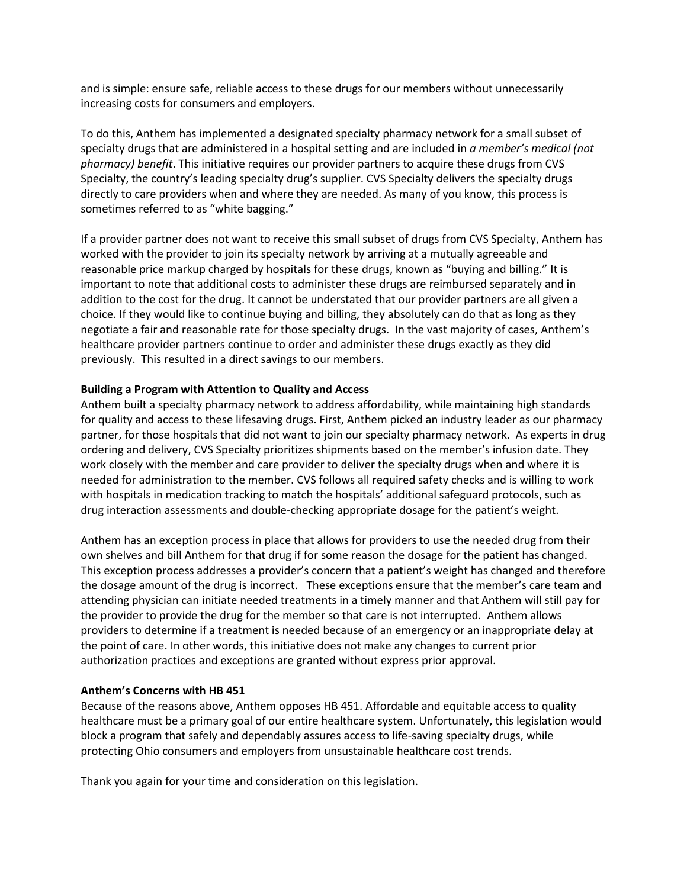and is simple: ensure safe, reliable access to these drugs for our members without unnecessarily increasing costs for consumers and employers.

To do this, Anthem has implemented a designated specialty pharmacy network for a small subset of specialty drugs that are administered in a hospital setting and are included in *a member's medical (not pharmacy) benefit*. This initiative requires our provider partners to acquire these drugs from CVS Specialty, the country's leading specialty drug's supplier. CVS Specialty delivers the specialty drugs directly to care providers when and where they are needed. As many of you know, this process is sometimes referred to as "white bagging."

If a provider partner does not want to receive this small subset of drugs from CVS Specialty, Anthem has worked with the provider to join its specialty network by arriving at a mutually agreeable and reasonable price markup charged by hospitals for these drugs, known as "buying and billing." It is important to note that additional costs to administer these drugs are reimbursed separately and in addition to the cost for the drug. It cannot be understated that our provider partners are all given a choice. If they would like to continue buying and billing, they absolutely can do that as long as they negotiate a fair and reasonable rate for those specialty drugs. In the vast majority of cases, Anthem's healthcare provider partners continue to order and administer these drugs exactly as they did previously. This resulted in a direct savings to our members.

**Building a Program with Attention to Quality and Access**

Anthem built a specialty pharmacy network to address affordability, while maintaining high standards for quality and access to these lifesaving drugs. First, Anthem picked an industry leader as our pharmacy partner, for those hospitals that did not want to join our specialty pharmacy network. As experts in drug ordering and delivery, CVS Specialty prioritizes shipments based on the member's infusion date. They work closely with the member and care provider to deliver the specialty drugs when and where it is needed for administration to the member. CVS follows all required safety checks and is willing to work with hospitals in medication tracking to match the hospitals' additional safeguard protocols, such as drug interaction assessments and double-checking appropriate dosage for the patient's weight.

Anthem has an exception process in place that allows for providers to use the needed drug from their own shelves and bill Anthem for that drug if for some reason the dosage for the patient has changed. This exception process addresses a provider's concern that a patient's weight has changed and therefore the dosage amount of the drug is incorrect. These exceptions ensure that the member's care team and attending physician can initiate needed treatments in a timely manner and that Anthem will still pay for the provider to provide the drug for the member so that care is not interrupted. Anthem allows providers to determine if a treatment is needed because of an emergency or an inappropriate delay at the point of care. In other words, this initiative does not make any changes to current prior authorization practices and exceptions are granted without express prior approval.

**Anthem's Concerns with HB 451**

Because of the reasons above, Anthem opposes HB 451. Affordable and equitable access to quality healthcare must be a primary goal of our entire healthcare system. Unfortunately, this legislation would block a program that safely and dependably assures access to life-saving specialty drugs, while protecting Ohio consumers and employers from unsustainable healthcare cost trends.

Thank you again for your time and consideration on this legislation.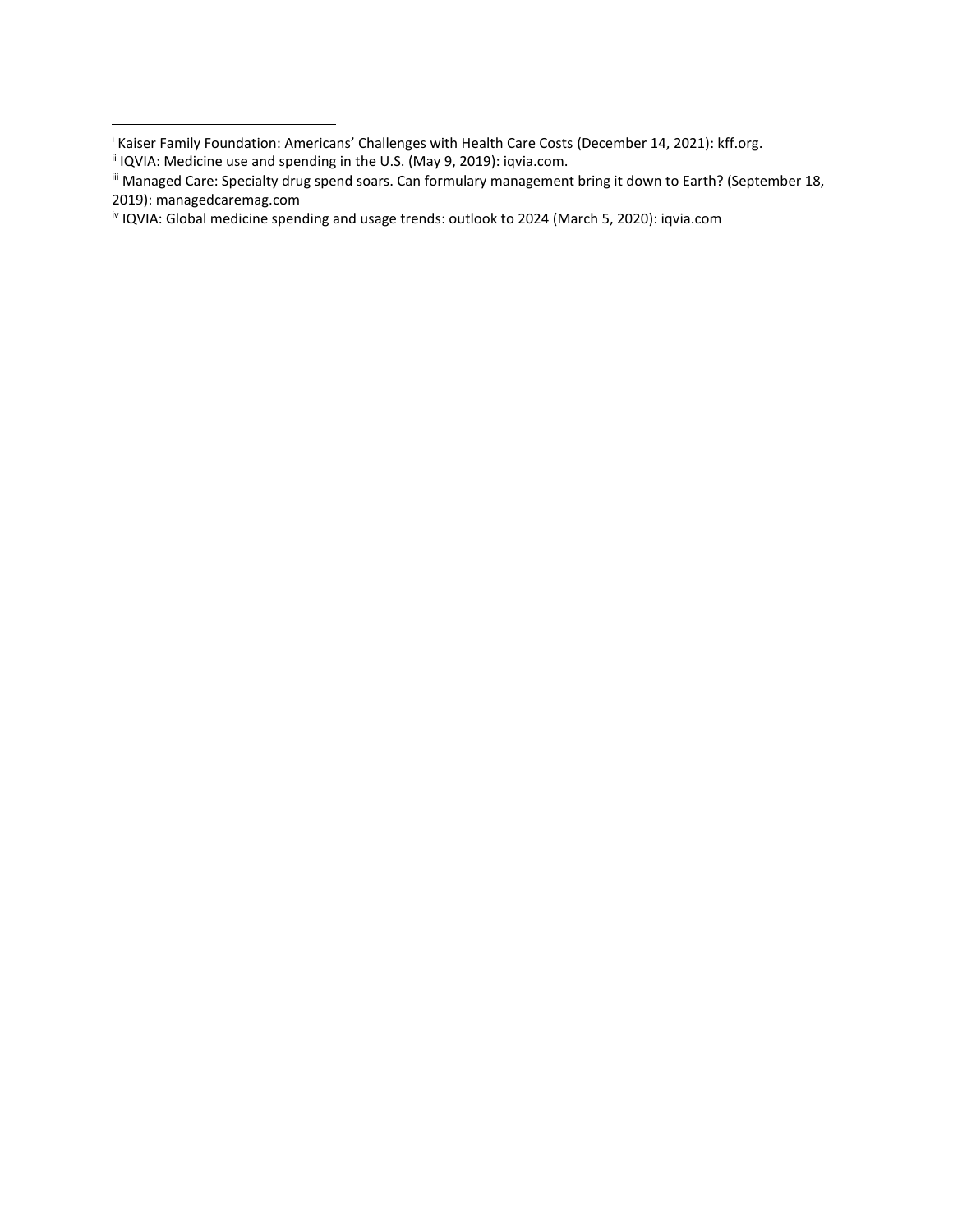[i] Kaiser Family Foundation: Americans' Challenges with Health Care Costs (December 14, 2021): kff.org.

[ii] IQVIA: Medicine use and spending in the U.S. (May 9, 2019): iqvia.com.

[iii] Managed Care: Specialty drug spend soars. Can formulary management bring it down to Earth? (September 18, 2019): managedcaremag.com

[iv] IQVIA: Global medicine spending and usage trends: outlook to 2024 (March 5, 2020): iqvia.com